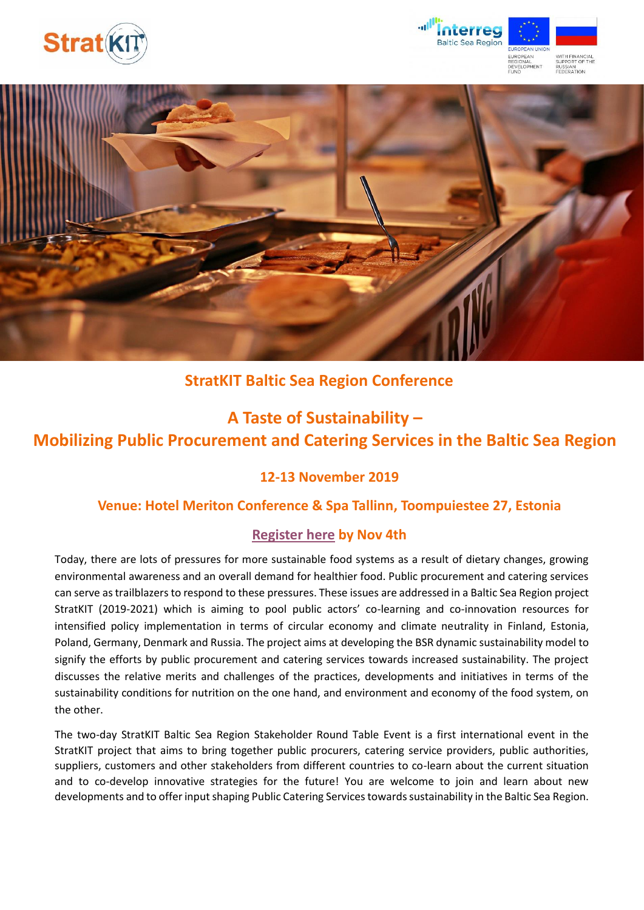# StratKIT Baltic Sea Region Conference

## A Taste of Sustainability –
## Mobilizing Public Procurement and Catering Services in the Baltic Sea Region

### 12-13 November 2019

### Venue: Hotel Meriton Conference & Spa Tallinn, Toompuiestee 27, Estonia

### Register here by Nov 4th

Today, there are lots of pressures for more sustainable food systems as a result of dietary changes, growing environmental awareness and an overall demand for healthier food. Public procurement and catering services can serve as trailblazers to respond to these pressures. These issues are addressed in a Baltic Sea Region project StratKIT (2019-2021) which is aiming to pool public actors' co-learning and co-innovation resources for intensified policy implementation in terms of circular economy and climate neutrality in Finland, Estonia, Poland, Germany, Denmark and Russia. The project aims at developing the BSR dynamic sustainability model to signify the efforts by public procurement and catering services towards increased sustainability. The project discusses the relative merits and challenges of the practices, developments and initiatives in terms of the sustainability conditions for nutrition on the one hand, and environment and economy of the food system, on the other.

The two-day StratKIT Baltic Sea Region Stakeholder Round Table Event is a first international event in the StratKIT project that aims to bring together public procurers, catering service providers, public authorities, suppliers, customers and other stakeholders from different countries to co-learn about the current situation and to co-develop innovative strategies for the future! You are welcome to join and learn about new developments and to offer input shaping Public Catering Services towards sustainability in the Baltic Sea Region.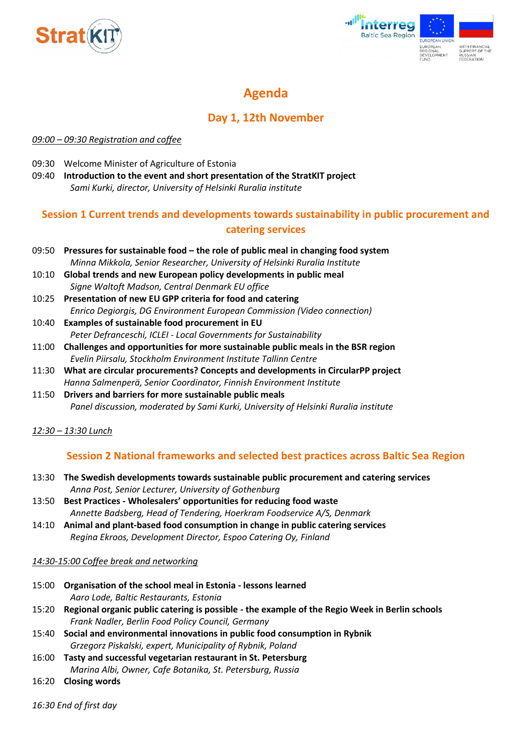# Agenda

## Day 1, 12th November

*09:00 – 09:30 Registration and coffee*

09:30 Welcome Minister of Agriculture of Estonia

09:40 **Introduction to the event and short presentation of the StratKIT project**
*Sami Kurki, director, University of Helsinki Ruralia institute*

### Session 1 Current trends and developments towards sustainability in public procurement and catering services

09:50 **Pressures for sustainable food – the role of public meal in changing food system**
*Minna Mikkola, Senior Researcher, University of Helsinki Ruralia Institute*

10:10 **Global trends and new European policy developments in public meal**
*Signe Waltoft Madson, Central Denmark EU office*

10:25 **Presentation of new EU GPP criteria for food and catering**
*Enrico Degiorgis, DG Environment European Commission (Video connection)*

10:40 **Examples of sustainable food procurement in EU**
*Peter Defranceschi, ICLEI - Local Governments for Sustainability*

11:00 **Challenges and opportunities for more sustainable public meals in the BSR region**
*Evelin Piirsalu, Stockholm Environment Institute Tallinn Centre*

11:30 **What are circular procurements? Concepts and developments in CircularPP project**
*Hanna Salmenperä, Senior Coordinator, Finnish Environment Institute*

11:50 **Drivers and barriers for more sustainable public meals**
*Panel discussion, moderated by Sami Kurki, University of Helsinki Ruralia institute*

*12:30 – 13:30 Lunch*

### Session 2 National frameworks and selected best practices across Baltic Sea Region

13:30 **The Swedish developments towards sustainable public procurement and catering services**
*Anna Post, Senior Lecturer, University of Gothenburg*

13:50 **Best Practices - Wholesalers' opportunities for reducing food waste**
*Annette Badsberg, Head of Tendering, Hoerkram Foodservice A/S, Denmark*

14:10 **Animal and plant-based food consumption in change in public catering services**
*Regina Ekroos, Development Director, Espoo Catering Oy, Finland*

*14:30-15:00 Coffee break and networking*

15:00 **Organisation of the school meal in Estonia - lessons learned**
*Aaro Lode, Baltic Restaurants, Estonia*

15:20 **Regional organic public catering is possible - the example of the Regio Week in Berlin schools**
*Frank Nadler, Berlin Food Policy Council, Germany*

15:40 **Social and environmental innovations in public food consumption in Rybnik**
*Grzegorz Piskalski, expert, Municipality of Rybnik, Poland*

16:00 **Tasty and successful vegetarian restaurant in St. Petersburg**
*Marina Albi, Owner, Cafe Botanika, St. Petersburg, Russia*

16:20 **Closing words**

*16:30 End of first day*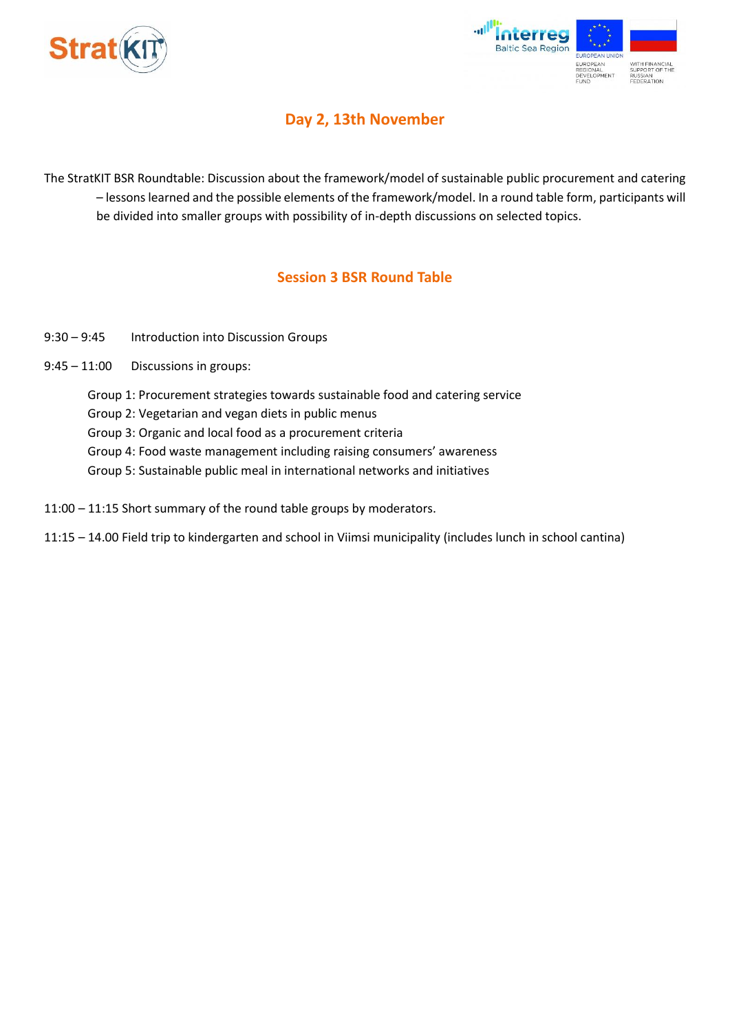## Day 2, 13th November

The StratKIT BSR Roundtable: Discussion about the framework/model of sustainable public procurement and catering – lessons learned and the possible elements of the framework/model. In a round table form, participants will be divided into smaller groups with possibility of in-depth discussions on selected topics.

### Session 3 BSR Round Table

9:30 – 9:45 Introduction into Discussion Groups

9:45 – 11:00 Discussions in groups:

- Group 1: Procurement strategies towards sustainable food and catering service
- Group 2: Vegetarian and vegan diets in public menus
- Group 3: Organic and local food as a procurement criteria
- Group 4: Food waste management including raising consumers' awareness
- Group 5: Sustainable public meal in international networks and initiatives

11:00 – 11:15 Short summary of the round table groups by moderators.

11:15 – 14.00 Field trip to kindergarten and school in Viimsi municipality (includes lunch in school cantina)